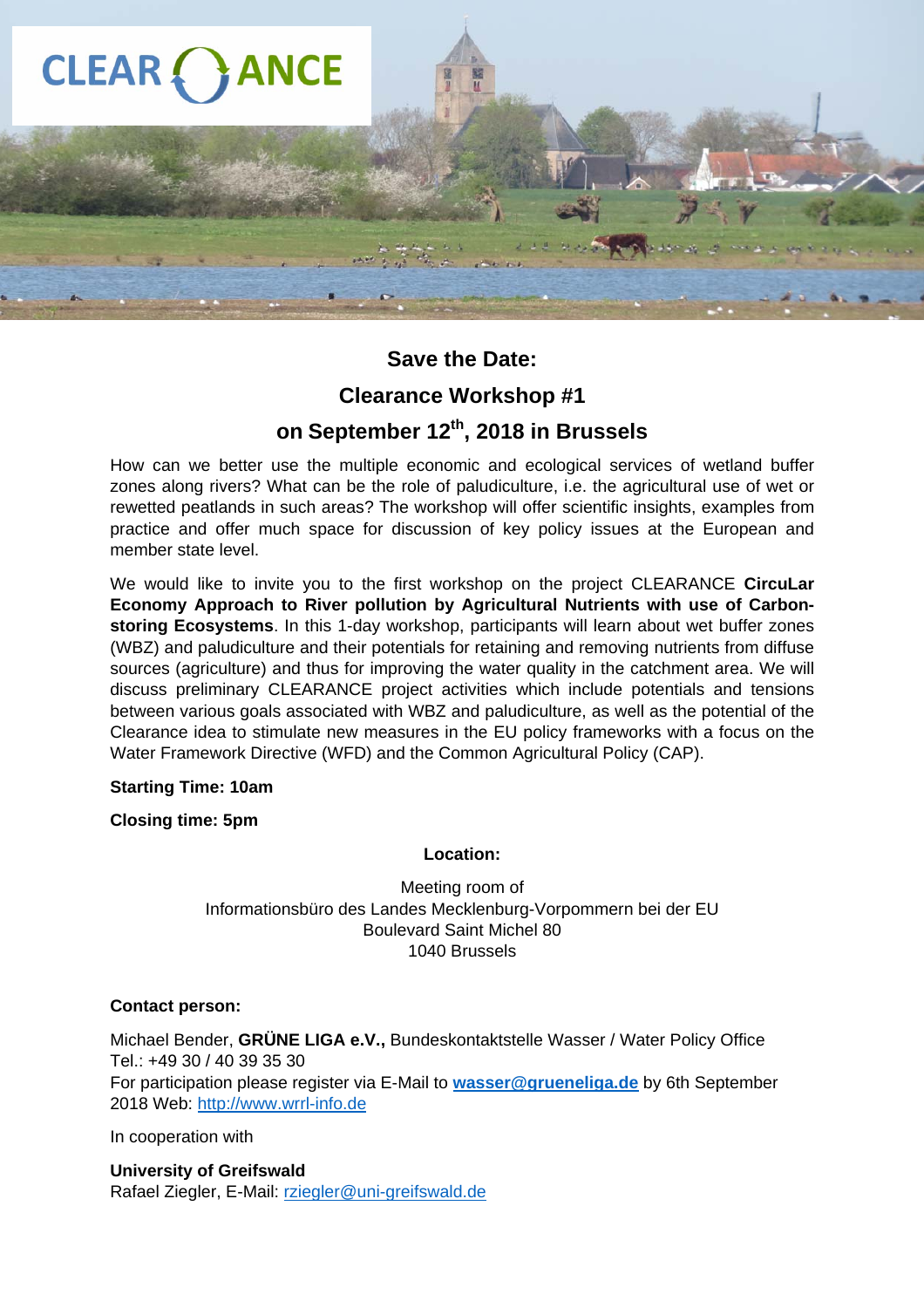CLEARANCE

## Save the Date:

## Clearance Workshop #1

## on September 12th, 2018 in Brussels

How can we better use the multiple economic and ecological services of wetland buffer zones along rivers? What can be the role of paludiculture, i.e. the agricultural use of wet or rewetted peatlands in such areas? The workshop will offer scientific insights, examples from practice and offer much space for discussion of key policy issues at the European and member state level.

We would like to invite you to the first workshop on the project CLEARANCE **CircuLar Economy Approach to River pollution by Agricultural Nutrients with use of Carbon-storing Ecosystems**. In this 1-day workshop, participants will learn about wet buffer zones (WBZ) and paludiculture and their potentials for retaining and removing nutrients from diffuse sources (agriculture) and thus for improving the water quality in the catchment area. We will discuss preliminary CLEARANCE project activities which include potentials and tensions between various goals associated with WBZ and paludiculture, as well as the potential of the Clearance idea to stimulate new measures in the EU policy frameworks with a focus on the Water Framework Directive (WFD) and the Common Agricultural Policy (CAP).

**Starting Time: 10am**

**Closing time: 5pm**

**Location:**

Meeting room of
Informationsbüro des Landes Mecklenburg-Vorpommern bei der EU
Boulevard Saint Michel 80
1040 Brussels

**Contact person:**

Michael Bender, **GRÜNE LIGA e.V.,** Bundeskontaktstelle Wasser / Water Policy Office
Tel.: +49 30 / 40 39 35 30
For participation please register via E-Mail to **wasser@grueneliga.de** by 6th September 2018 Web: http://www.wrrl-info.de

In cooperation with

**University of Greifswald**
Rafael Ziegler, E-Mail: rziegler@uni-greifswald.de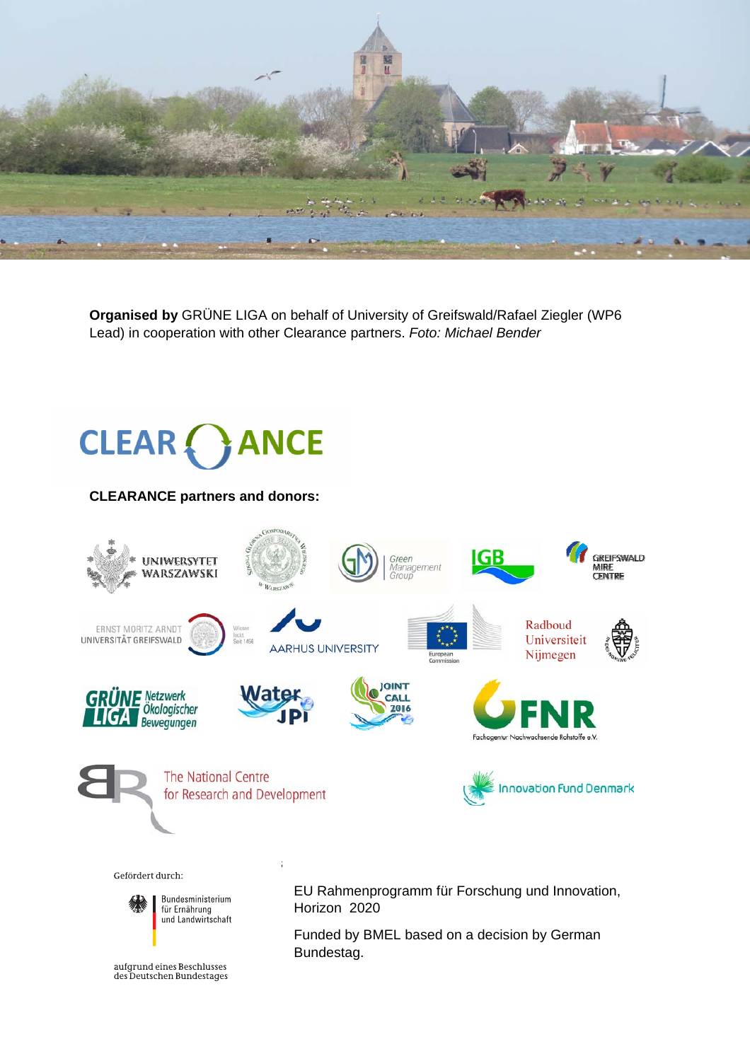**Organised by** GRÜNE LIGA on behalf of University of Greifswald/Rafael Ziegler (WP6 Lead) in cooperation with other Clearance partners. *Foto: Michael Bender*

CLEARANCE

**CLEARANCE partners and donors:**

UNIWERSYTET WARSZAWSKI

Green Management Group

IGB

GREIFSWALD MIRE CENTRE

ERNST MORITZ ARNDT UNIVERSITÄT GREIFSWALD

AARHUS UNIVERSITY

European Commission

Radboud Universiteit Nijmegen

GRÜNE LIGA Netzwerk Ökologischer Bewegungen

Water JPI

JOINT CALL 2016

FNR Fachagentur Nachwachsende Rohstoffe e.V.

The National Centre for Research and Development

Innovation Fund Denmark

Gefördert durch:

Bundesministerium für Ernährung und Landwirtschaft

aufgrund eines Beschlusses des Deutschen Bundestages

EU Rahmenprogramm für Forschung und Innovation, Horizon 2020

Funded by BMEL based on a decision by German Bundestag.